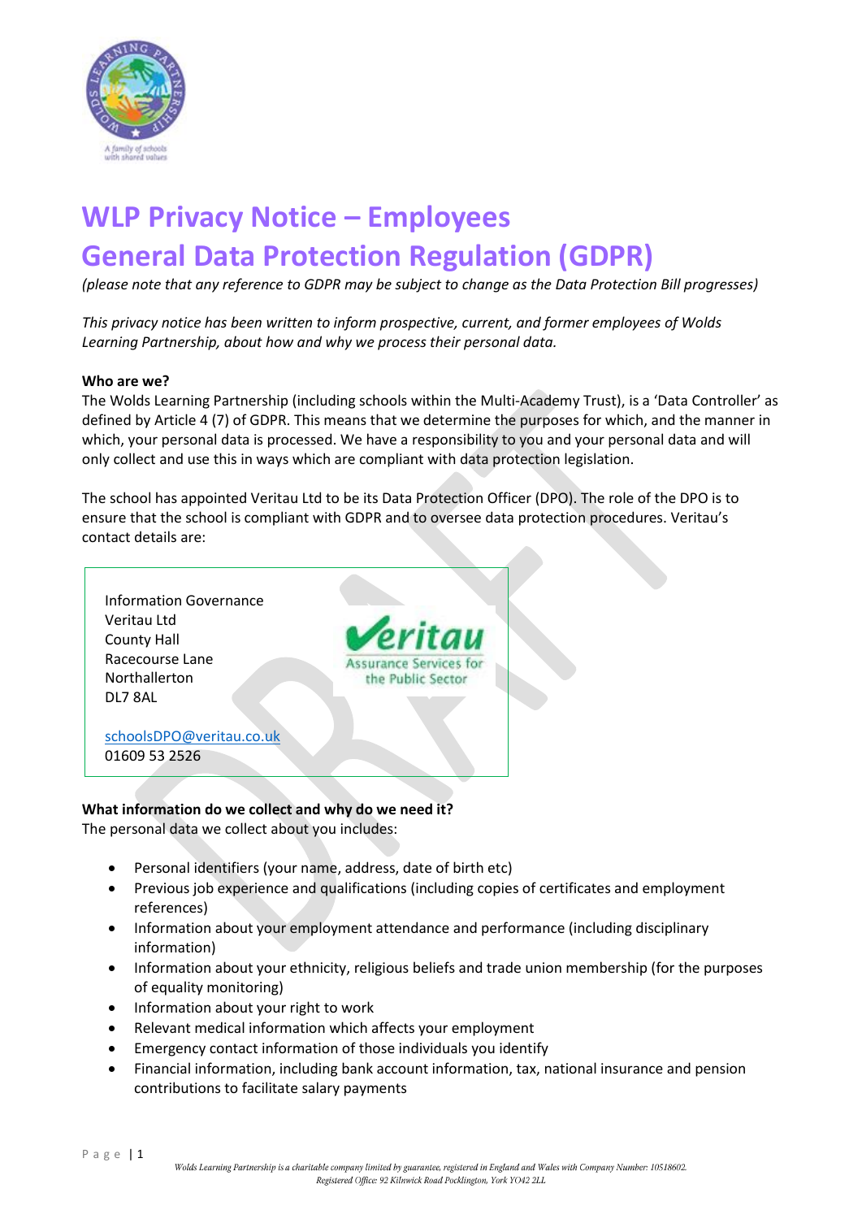# WLP Privacy Notice – Employees
# General Data Protection Regulation (GDPR)

*(please note that any reference to GDPR may be subject to change as the Data Protection Bill progresses)*

*This privacy notice has been written to inform prospective, current, and former employees of Wolds Learning Partnership, about how and why we process their personal data.*

**Who are we?**

The Wolds Learning Partnership (including schools within the Multi-Academy Trust), is a 'Data Controller' as defined by Article 4 (7) of GDPR. This means that we determine the purposes for which, and the manner in which, your personal data is processed. We have a responsibility to you and your personal data and will only collect and use this in ways which are compliant with data protection legislation.

The school has appointed Veritau Ltd to be its Data Protection Officer (DPO). The role of the DPO is to ensure that the school is compliant with GDPR and to oversee data protection procedures. Veritau's contact details are:

Information Governance
Veritau Ltd
County Hall
Racecourse Lane
Northallerton
DL7 8AL

schoolsDPO@veritau.co.uk
01609 53 2526

**What information do we collect and why do we need it?**

The personal data we collect about you includes:

- Personal identifiers (your name, address, date of birth etc)
- Previous job experience and qualifications (including copies of certificates and employment references)
- Information about your employment attendance and performance (including disciplinary information)
- Information about your ethnicity, religious beliefs and trade union membership (for the purposes of equality monitoring)
- Information about your right to work
- Relevant medical information which affects your employment
- Emergency contact information of those individuals you identify
- Financial information, including bank account information, tax, national insurance and pension contributions to facilitate salary payments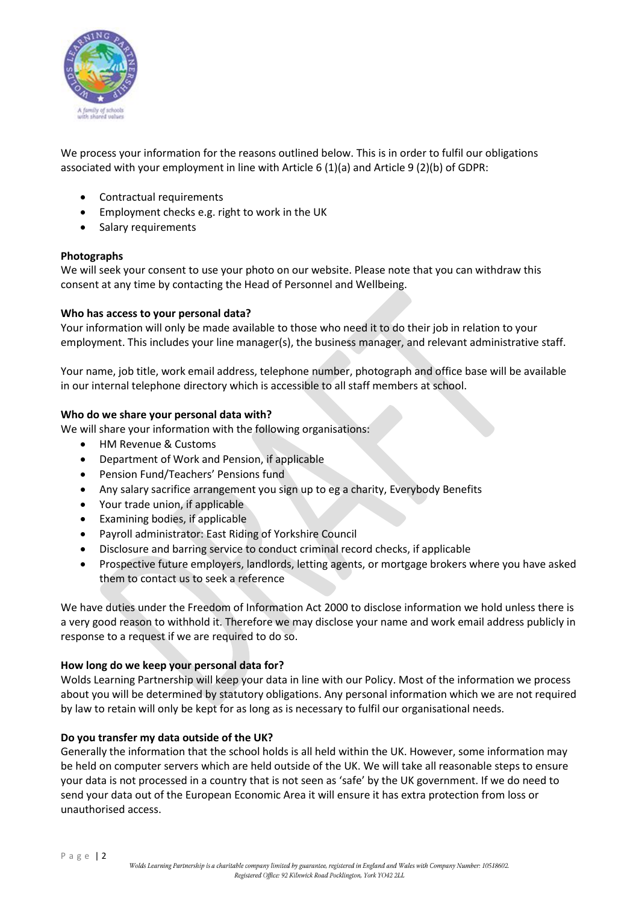We process your information for the reasons outlined below. This is in order to fulfil our obligations associated with your employment in line with Article 6 (1)(a) and Article 9 (2)(b) of GDPR:

- Contractual requirements
- Employment checks e.g. right to work in the UK
- Salary requirements

**Photographs**
We will seek your consent to use your photo on our website. Please note that you can withdraw this consent at any time by contacting the Head of Personnel and Wellbeing.

**Who has access to your personal data?**
Your information will only be made available to those who need it to do their job in relation to your employment. This includes your line manager(s), the business manager, and relevant administrative staff.

Your name, job title, work email address, telephone number, photograph and office base will be available in our internal telephone directory which is accessible to all staff members at school.

**Who do we share your personal data with?**
We will share your information with the following organisations:

- HM Revenue & Customs
- Department of Work and Pension, if applicable
- Pension Fund/Teachers' Pensions fund
- Any salary sacrifice arrangement you sign up to eg a charity, Everybody Benefits
- Your trade union, if applicable
- Examining bodies, if applicable
- Payroll administrator: East Riding of Yorkshire Council
- Disclosure and barring service to conduct criminal record checks, if applicable
- Prospective future employers, landlords, letting agents, or mortgage brokers where you have asked them to contact us to seek a reference

We have duties under the Freedom of Information Act 2000 to disclose information we hold unless there is a very good reason to withhold it. Therefore we may disclose your name and work email address publicly in response to a request if we are required to do so.

**How long do we keep your personal data for?**
Wolds Learning Partnership will keep your data in line with our Policy. Most of the information we process about you will be determined by statutory obligations. Any personal information which we are not required by law to retain will only be kept for as long as is necessary to fulfil our organisational needs.

**Do you transfer my data outside of the UK?**
Generally the information that the school holds is all held within the UK. However, some information may be held on computer servers which are held outside of the UK. We will take all reasonable steps to ensure your data is not processed in a country that is not seen as 'safe' by the UK government. If we do need to send your data out of the European Economic Area it will ensure it has extra protection from loss or unauthorised access.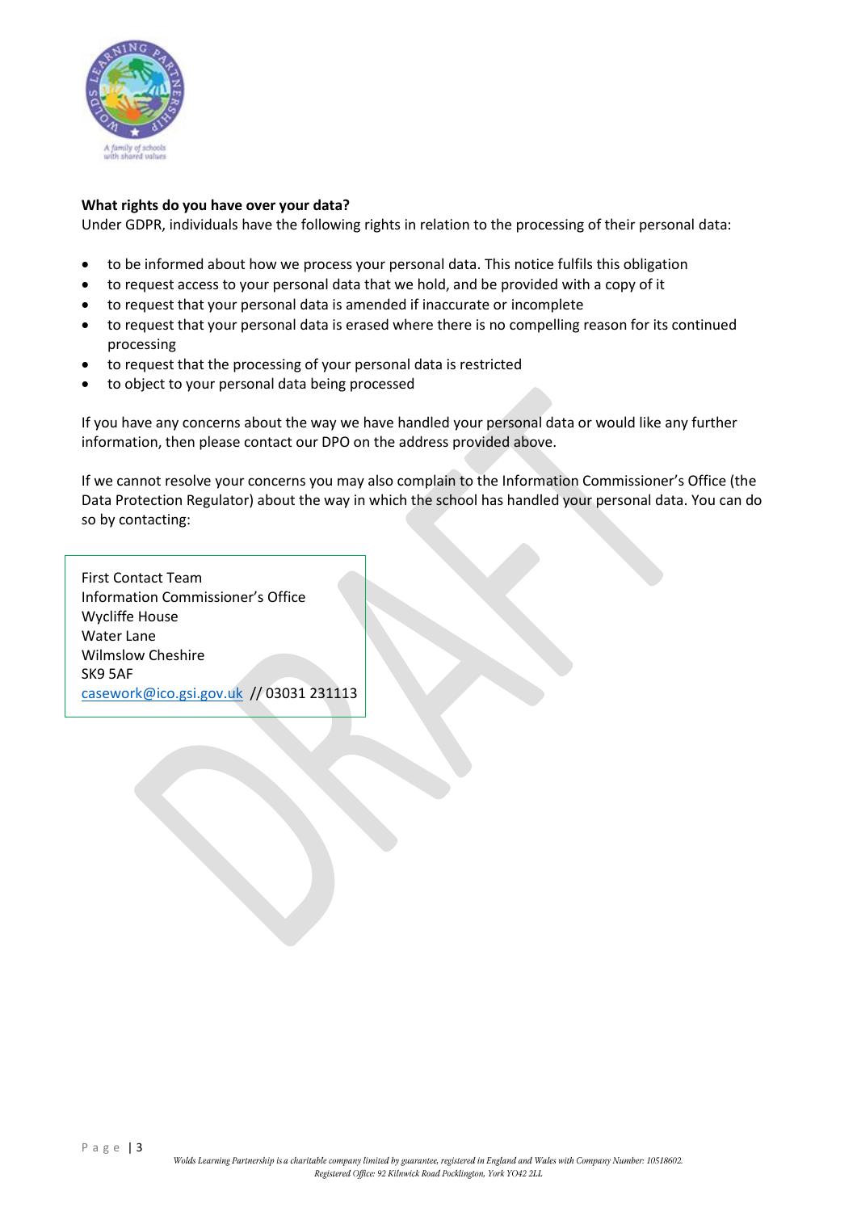**What rights do you have over your data?**

Under GDPR, individuals have the following rights in relation to the processing of their personal data:

- to be informed about how we process your personal data. This notice fulfils this obligation
- to request access to your personal data that we hold, and be provided with a copy of it
- to request that your personal data is amended if inaccurate or incomplete
- to request that your personal data is erased where there is no compelling reason for its continued processing
- to request that the processing of your personal data is restricted
- to object to your personal data being processed

If you have any concerns about the way we have handled your personal data or would like any further information, then please contact our DPO on the address provided above.

If we cannot resolve your concerns you may also complain to the Information Commissioner's Office (the Data Protection Regulator) about the way in which the school has handled your personal data. You can do so by contacting:

First Contact Team
Information Commissioner's Office
Wycliffe House
Water Lane
Wilmslow Cheshire
SK9 5AF
casework@ico.gsi.gov.uk // 03031 231113

*Wolds Learning Partnership is a charitable company limited by guarantee, registered in England and Wales with Company Number: 10518602.*
*Registered Office: 92 Kilnwick Road Pocklington, York YO42 2LL*